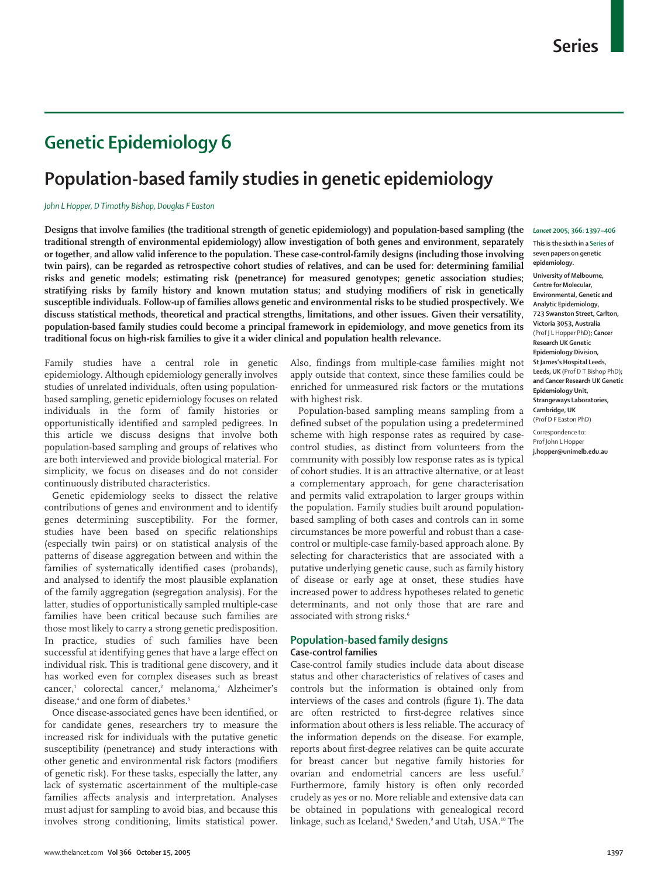# Genetic Epidemiology 6

## Population-based family studies in genetic epidemiology

*John L Hopper, D Timothy Bishop, Douglas F Easton*

**Designs that involve families (the traditional strength of genetic epidemiology) and population-based sampling (the traditional strength of environmental epidemiology) allow investigation of both genes and environment, separately or together, and allow valid inference to the population. These case-control-family designs (including those involving twin pairs), can be regarded as retrospective cohort studies of relatives, and can be used for: determining familial risks and genetic models; estimating risk (penetrance) for measured genotypes; genetic association studies; stratifying risks by family history and known mutation status; and studying modifiers of risk in genetically susceptible individuals. Follow-up of families allows genetic and environmental risks to be studied prospectively. We discuss statistical methods, theoretical and practical strengths, limitations, and other issues. Given their versatility, population-based family studies could become a principal framework in epidemiology, and move genetics from its traditional focus on high-risk families to give it a wider clinical and population health relevance.**

*Lancet* 2005; 366: 1397–406

**This is the sixth in a Series of seven papers on genetic epidemiology.**

**University of Melbourne, Centre for Molecular, Environmental, Genetic and Analytic Epidemiology, 723 Swanston Street, Carlton, Victoria 3053, Australia** (Prof J L Hopper PhD)**; Cancer Research UK Genetic Epidemiology Division, St James's Hospital Leeds, Leeds, UK** (Prof D T Bishop PhD)**; and Cancer Research UK Genetic Epidemiology Unit, Strangeways Laboratories, Cambridge, UK** (Prof D F Easton PhD)

Correspondence to:
Prof John L Hopper
**j.hopper@unimelb.edu.au**

Family studies have a central role in genetic epidemiology. Although epidemiology generally involves studies of unrelated individuals, often using population-based sampling, genetic epidemiology focuses on related individuals in the form of family histories or opportunistically identified and sampled pedigrees. In this article we discuss designs that involve both population-based sampling and groups of relatives who are both interviewed and provide biological material. For simplicity, we focus on diseases and do not consider continuously distributed characteristics.

Genetic epidemiology seeks to dissect the relative contributions of genes and environment and to identify genes determining susceptibility. For the former, studies have been based on specific relationships (especially twin pairs) or on statistical analysis of the patterns of disease aggregation between and within the families of systematically identified cases (probands), and analysed to identify the most plausible explanation of the family aggregation (segregation analysis). For the latter, studies of opportunistically sampled multiple-case families have been critical because such families are those most likely to carry a strong genetic predisposition. In practice, studies of such families have been successful at identifying genes that have a large effect on individual risk. This is traditional gene discovery, and it has worked even for complex diseases such as breast cancer,[1] colorectal cancer,[2] melanoma,[3] Alzheimer's disease,[4] and one form of diabetes.[5]

Once disease-associated genes have been identified, or for candidate genes, researchers try to measure the increased risk for individuals with the putative genetic susceptibility (penetrance) and study interactions with other genetic and environmental risk factors (modifiers of genetic risk). For these tasks, especially the latter, any lack of systematic ascertainment of the multiple-case families affects analysis and interpretation. Analyses must adjust for sampling to avoid bias, and because this involves strong conditioning, limits statistical power. Also, findings from multiple-case families might not apply outside that context, since these families could be enriched for unmeasured risk factors or the mutations with highest risk.

Population-based sampling means sampling from a defined subset of the population using a predetermined scheme with high response rates as required by case-control studies, as distinct from volunteers from the community with possibly low response rates as is typical of cohort studies. It is an attractive alternative, or at least a complementary approach, for gene characterisation and permits valid extrapolation to larger groups within the population. Family studies built around population-based sampling of both cases and controls can in some circumstances be more powerful and robust than a case-control or multiple-case family-based approach alone. By selecting for characteristics that are associated with a putative underlying genetic cause, such as family history of disease or early age at onset, these studies have increased power to address hypotheses related to genetic determinants, and not only those that are rare and associated with strong risks.[6]

## Population-based family designs

### Case-control families

Case-control family studies include data about disease status and other characteristics of relatives of cases and controls but the information is obtained only from interviews of the cases and controls (figure 1). The data are often restricted to first-degree relatives since information about others is less reliable. The accuracy of the information depends on the disease. For example, reports about first-degree relatives can be quite accurate for breast cancer but negative family histories for ovarian and endometrial cancers are less useful.[7] Furthermore, family history is often only recorded crudely as yes or no. More reliable and extensive data can be obtained in populations with genealogical record linkage, such as Iceland,[8] Sweden,[9] and Utah, USA.[10] The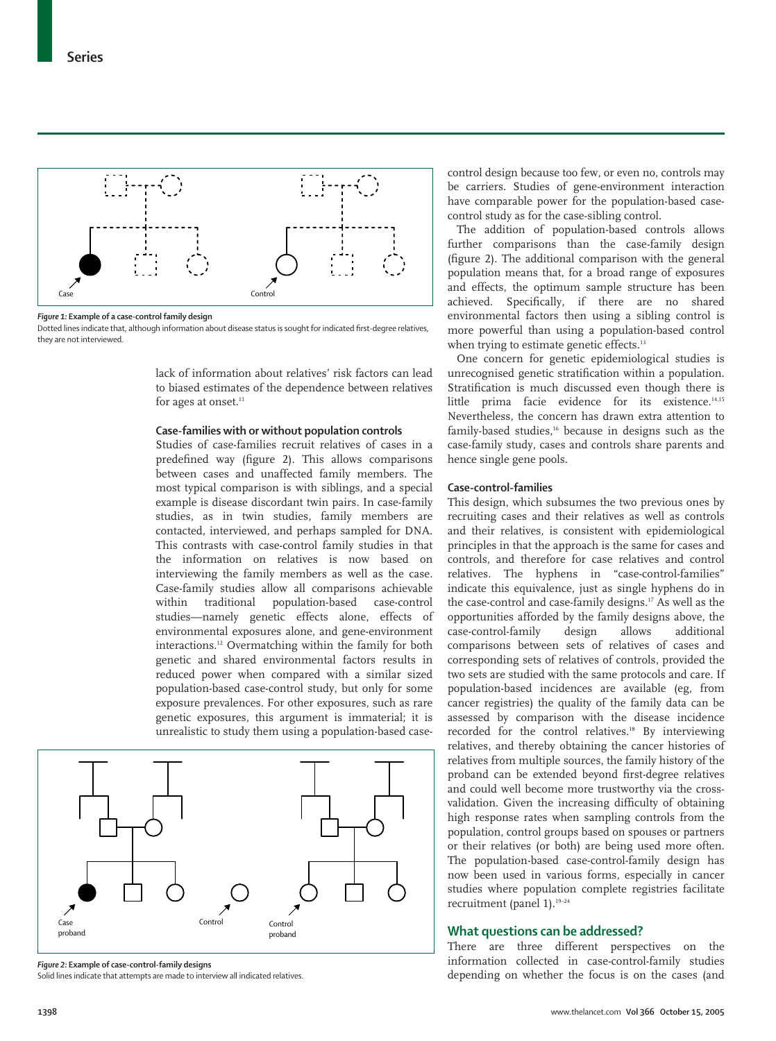*Figure 1:* **Example of a case-control family design**
Dotted lines indicate that, although information about disease status is sought for indicated first-degree relatives, they are not interviewed.

lack of information about relatives' risk factors can lead to biased estimates of the dependence between relatives for ages at onset.[11]

### Case-families with or without population controls

Studies of case-families recruit relatives of cases in a predefined way (figure 2). This allows comparisons between cases and unaffected family members. The most typical comparison is with siblings, and a special example is disease discordant twin pairs. In case-family studies, as in twin studies, family members are contacted, interviewed, and perhaps sampled for DNA. This contrasts with case-control family studies in that the information on relatives is now based on interviewing the family members as well as the case. Case-family studies allow all comparisons achievable within traditional population-based case-control studies—namely genetic effects alone, effects of environmental exposures alone, and gene-environment interactions.[12] Overmatching within the family for both genetic and shared environmental factors results in reduced power when compared with a similar sized population-based case-control study, but only for some exposure prevalences. For other exposures, such as rare genetic exposures, this argument is immaterial; it is unrealistic to study them using a population-based case-control design because too few, or even no, controls may be carriers. Studies of gene-environment interaction have comparable power for the population-based case-control study as for the case-sibling control.

*Figure 2:* **Example of case-control-family designs**
Solid lines indicate that attempts are made to interview all indicated relatives.

The addition of population-based controls allows further comparisons than the case-family design (figure 2). The additional comparison with the general population means that, for a broad range of exposures and effects, the optimum sample structure has been achieved. Specifically, if there are no shared environmental factors then using a sibling control is more powerful than using a population-based control when trying to estimate genetic effects.[13]

One concern for genetic epidemiological studies is unrecognised genetic stratification within a population. Stratification is much discussed even though there is little prima facie evidence for its existence.[14,15] Nevertheless, the concern has drawn extra attention to family-based studies,[16] because in designs such as the case-family study, cases and controls share parents and hence single gene pools.

### Case-control-families

This design, which subsumes the two previous ones by recruiting cases and their relatives as well as controls and their relatives, is consistent with epidemiological principles in that the approach is the same for cases and controls, and therefore for case relatives and control relatives. The hyphens in "case-control-families" indicate this equivalence, just as single hyphens do in the case-control and case-family designs.[17] As well as the opportunities afforded by the family designs above, the case-control-family design allows additional comparisons between sets of relatives of cases and corresponding sets of relatives of controls, provided the two sets are studied with the same protocols and care. If population-based incidences are available (eg, from cancer registries) the quality of the family data can be assessed by comparison with the disease incidence recorded for the control relatives.[18] By interviewing relatives, and thereby obtaining the cancer histories of relatives from multiple sources, the family history of the proband can be extended beyond first-degree relatives and could well become more trustworthy via the cross-validation. Given the increasing difficulty of obtaining high response rates when sampling controls from the population, control groups based on spouses or partners or their relatives (or both) are being used more often. The population-based case-control-family design has now been used in various forms, especially in cancer studies where population complete registries facilitate recruitment (panel 1).[19–24]

## What questions can be addressed?

There are three different perspectives on the information collected in case-control-family studies depending on whether the focus is on the cases (and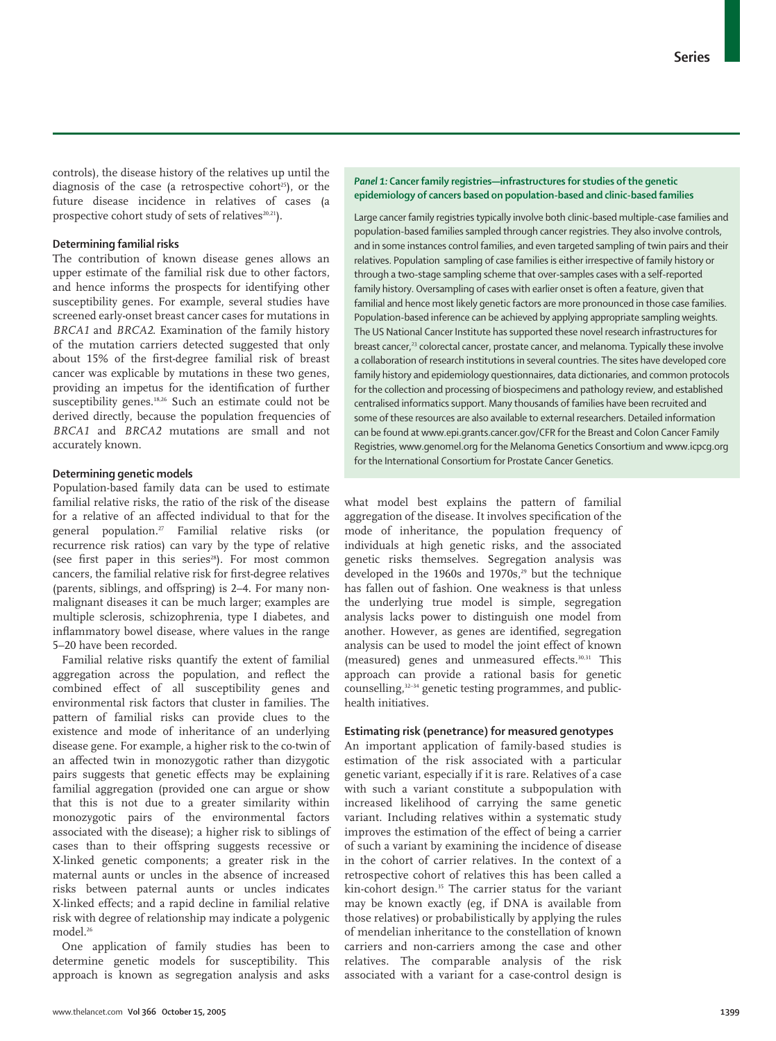controls), the disease history of the relatives up until the diagnosis of the case (a retrospective cohort[25]), or the future disease incidence in relatives of cases (a prospective cohort study of sets of relatives[20,21]).

### Determining familial risks

The contribution of known disease genes allows an upper estimate of the familial risk due to other factors, and hence informs the prospects for identifying other susceptibility genes. For example, several studies have screened early-onset breast cancer cases for mutations in *BRCA1* and *BRCA2*. Examination of the family history of the mutation carriers detected suggested that only about 15% of the first-degree familial risk of breast cancer was explicable by mutations in these two genes, providing an impetus for the identification of further susceptibility genes.[18,26] Such an estimate could not be derived directly, because the population frequencies of *BRCA1* and *BRCA2* mutations are small and not accurately known.

### Determining genetic models

Population-based family data can be used to estimate familial relative risks, the ratio of the risk of the disease for a relative of an affected individual to that for the general population.[27] Familial relative risks (or recurrence risk ratios) can vary by the type of relative (see first paper in this series[28]). For most common cancers, the familial relative risk for first-degree relatives (parents, siblings, and offspring) is 2–4. For many non-malignant diseases it can be much larger; examples are multiple sclerosis, schizophrenia, type I diabetes, and inflammatory bowel disease, where values in the range 5–20 have been recorded.

Familial relative risks quantify the extent of familial aggregation across the population, and reflect the combined effect of all susceptibility genes and environmental risk factors that cluster in families. The pattern of familial risks can provide clues to the existence and mode of inheritance of an underlying disease gene. For example, a higher risk to the co-twin of an affected twin in monozygotic rather than dizygotic pairs suggests that genetic effects may be explaining familial aggregation (provided one can argue or show that this is not due to a greater similarity within monozygotic pairs of the environmental factors associated with the disease); a higher risk to siblings of cases than to their offspring suggests recessive or X-linked genetic components; a greater risk in the maternal aunts or uncles in the absence of increased risks between paternal aunts or uncles indicates X-linked effects; and a rapid decline in familial relative risk with degree of relationship may indicate a polygenic model.[26]

One application of family studies has been to determine genetic models for susceptibility. This approach is known as segregation analysis and asks what model best explains the pattern of familial aggregation of the disease. It involves specification of the mode of inheritance, the population frequency of individuals at high genetic risks, and the associated genetic risks themselves. Segregation analysis was developed in the 1960s and 1970s,[29] but the technique has fallen out of fashion. One weakness is that unless the underlying true model is simple, segregation analysis lacks power to distinguish one model from another. However, as genes are identified, segregation analysis can be used to model the joint effect of known (measured) genes and unmeasured effects.[30,31] This approach can provide a rational basis for genetic counselling,[32–34] genetic testing programmes, and public-health initiatives.

### Estimating risk (penetrance) for measured genotypes

An important application of family-based studies is estimation of the risk associated with a particular genetic variant, especially if it is rare. Relatives of a case with such a variant constitute a subpopulation with increased likelihood of carrying the same genetic variant. Including relatives within a systematic study improves the estimation of the effect of being a carrier of such a variant by examining the incidence of disease in the cohort of carrier relatives. In the context of a retrospective cohort of relatives this has been called a kin-cohort design.[35] The carrier status for the variant may be known exactly (eg, if DNA is available from those relatives) or probabilistically by applying the rules of mendelian inheritance to the constellation of known carriers and non-carriers among the case and other relatives. The comparable analysis of the risk associated with a variant for a case-control design is

**Panel 1: Cancer family registries—infrastructures for studies of the genetic epidemiology of cancers based on population-based and clinic-based families**

Large cancer family registries typically involve both clinic-based multiple-case families and population-based families sampled through cancer registries. They also involve controls, and in some instances control families, and even targeted sampling of twin pairs and their relatives. Population sampling of case families is either irrespective of family history or through a two-stage sampling scheme that over-samples cases with a self-reported family history. Oversampling of cases with earlier onset is often a feature, given that familial and hence most likely genetic factors are more pronounced in those case families. Population-based inference can be achieved by applying appropriate sampling weights. The US National Cancer Institute has supported these novel research infrastructures for breast cancer,[23] colorectal cancer, prostate cancer, and melanoma. Typically these involve a collaboration of research institutions in several countries. The sites have developed core family history and epidemiology questionnaires, data dictionaries, and common protocols for the collection and processing of biospecimens and pathology review, and established centralised informatics support. Many thousands of families have been recruited and some of these resources are also available to external researchers. Detailed information can be found at www.epi.grants.cancer.gov/CFR for the Breast and Colon Cancer Family Registries, www.genomel.org for the Melanoma Genetics Consortium and www.icpcg.org for the International Consortium for Prostate Cancer Genetics.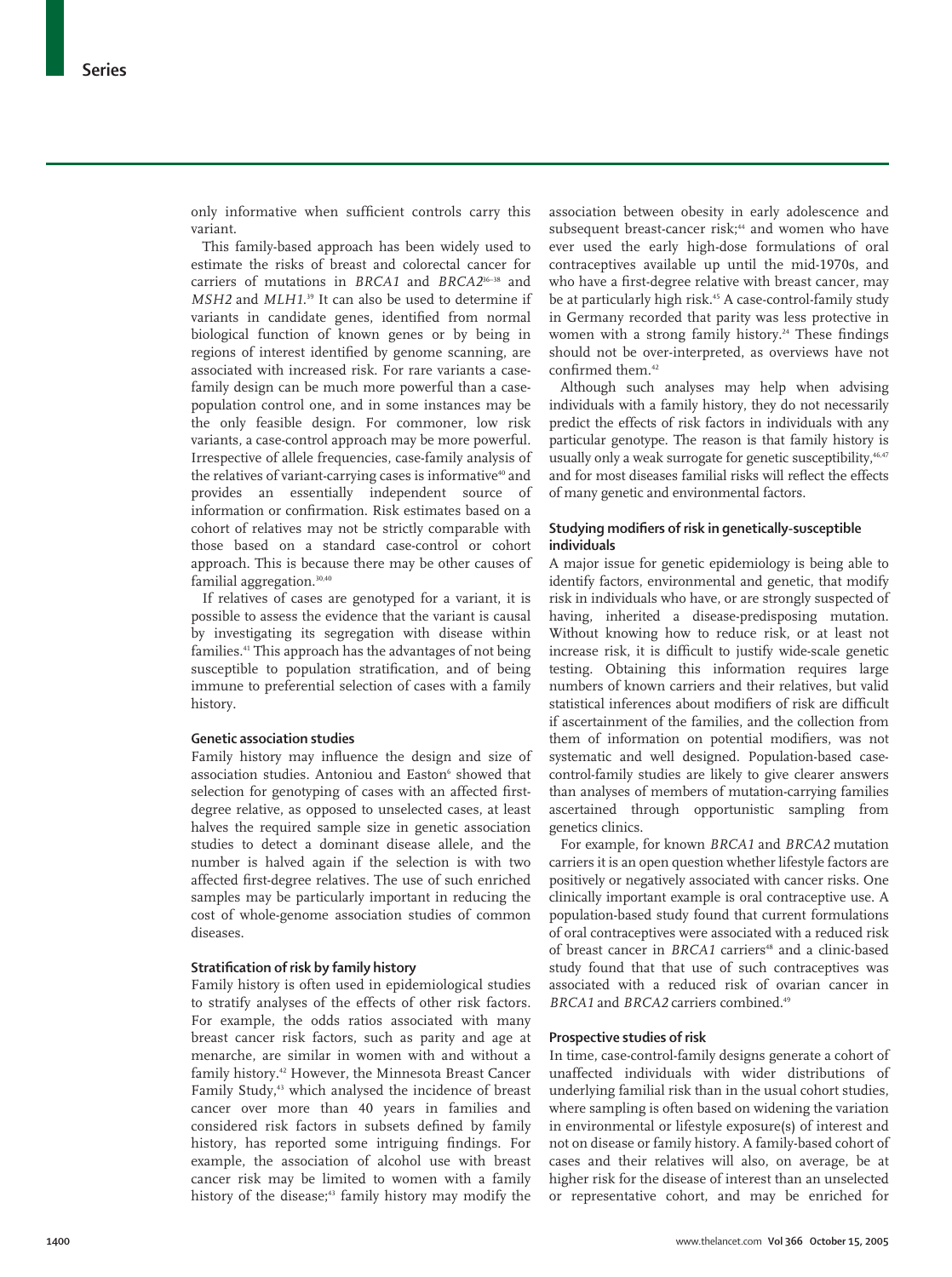only informative when sufficient controls carry this variant.

This family-based approach has been widely used to estimate the risks of breast and colorectal cancer for carriers of mutations in *BRCA1* and *BRCA2*[36–38] and *MSH2* and *MLH1*.[39] It can also be used to determine if variants in candidate genes, identified from normal biological function of known genes or by being in regions of interest identified by genome scanning, are associated with increased risk. For rare variants a case-family design can be much more powerful than a case-population control one, and in some instances may be the only feasible design. For commoner, low risk variants, a case-control approach may be more powerful. Irrespective of allele frequencies, case-family analysis of the relatives of variant-carrying cases is informative[40] and provides an essentially independent source of information or confirmation. Risk estimates based on a cohort of relatives may not be strictly comparable with those based on a standard case-control or cohort approach. This is because there may be other causes of familial aggregation.[30,40]

If relatives of cases are genotyped for a variant, it is possible to assess the evidence that the variant is causal by investigating its segregation with disease within families.[41] This approach has the advantages of not being susceptible to population stratification, and of being immune to preferential selection of cases with a family history.

### Genetic association studies

Family history may influence the design and size of association studies. Antoniou and Easton[6] showed that selection for genotyping of cases with an affected first-degree relative, as opposed to unselected cases, at least halves the required sample size in genetic association studies to detect a dominant disease allele, and the number is halved again if the selection is with two affected first-degree relatives. The use of such enriched samples may be particularly important in reducing the cost of whole-genome association studies of common diseases.

### Stratification of risk by family history

Family history is often used in epidemiological studies to stratify analyses of the effects of other risk factors. For example, the odds ratios associated with many breast cancer risk factors, such as parity and age at menarche, are similar in women with and without a family history.[42] However, the Minnesota Breast Cancer Family Study,[43] which analysed the incidence of breast cancer over more than 40 years in families and considered risk factors in subsets defined by family history, has reported some intriguing findings. For example, the association of alcohol use with breast cancer risk may be limited to women with a family history of the disease;[43] family history may modify the association between obesity in early adolescence and subsequent breast-cancer risk;[44] and women who have ever used the early high-dose formulations of oral contraceptives available up until the mid-1970s, and who have a first-degree relative with breast cancer, may be at particularly high risk.[45] A case-control-family study in Germany recorded that parity was less protective in women with a strong family history.[24] These findings should not be over-interpreted, as overviews have not confirmed them.[42]

Although such analyses may help when advising individuals with a family history, they do not necessarily predict the effects of risk factors in individuals with any particular genotype. The reason is that family history is usually only a weak surrogate for genetic susceptibility,[46,47] and for most diseases familial risks will reflect the effects of many genetic and environmental factors.

### Studying modifiers of risk in genetically-susceptible individuals

A major issue for genetic epidemiology is being able to identify factors, environmental and genetic, that modify risk in individuals who have, or are strongly suspected of having, inherited a disease-predisposing mutation. Without knowing how to reduce risk, or at least not increase risk, it is difficult to justify wide-scale genetic testing. Obtaining this information requires large numbers of known carriers and their relatives, but valid statistical inferences about modifiers of risk are difficult if ascertainment of the families, and the collection from them of information on potential modifiers, was not systematic and well designed. Population-based case-control-family studies are likely to give clearer answers than analyses of members of mutation-carrying families ascertained through opportunistic sampling from genetics clinics.

For example, for known *BRCA1* and *BRCA2* mutation carriers it is an open question whether lifestyle factors are positively or negatively associated with cancer risks. One clinically important example is oral contraceptive use. A population-based study found that current formulations of oral contraceptives were associated with a reduced risk of breast cancer in *BRCA1* carriers[48] and a clinic-based study found that that use of such contraceptives was associated with a reduced risk of ovarian cancer in *BRCA1* and *BRCA2* carriers combined.[49]

### Prospective studies of risk

In time, case-control-family designs generate a cohort of unaffected individuals with wider distributions of underlying familial risk than in the usual cohort studies, where sampling is often based on widening the variation in environmental or lifestyle exposure(s) of interest and not on disease or family history. A family-based cohort of cases and their relatives will also, on average, be at higher risk for the disease of interest than an unselected or representative cohort, and may be enriched for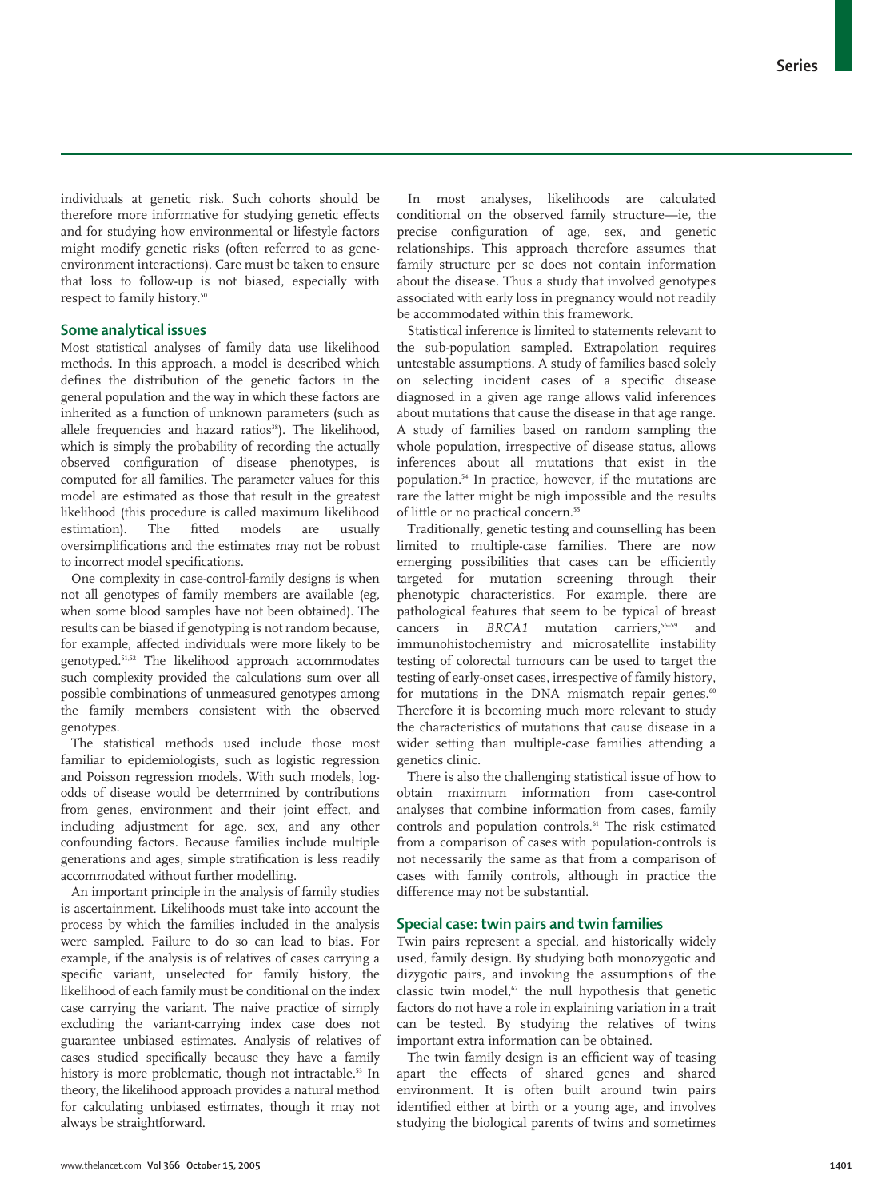individuals at genetic risk. Such cohorts should be therefore more informative for studying genetic effects and for studying how environmental or lifestyle factors might modify genetic risks (often referred to as gene-environment interactions). Care must be taken to ensure that loss to follow-up is not biased, especially with respect to family history.[50]

## Some analytical issues

Most statistical analyses of family data use likelihood methods. In this approach, a model is described which defines the distribution of the genetic factors in the general population and the way in which these factors are inherited as a function of unknown parameters (such as allele frequencies and hazard ratios[38]). The likelihood, which is simply the probability of recording the actually observed configuration of disease phenotypes, is computed for all families. The parameter values for this model are estimated as those that result in the greatest likelihood (this procedure is called maximum likelihood estimation). The fitted models are usually oversimplifications and the estimates may not be robust to incorrect model specifications.

One complexity in case-control-family designs is when not all genotypes of family members are available (eg, when some blood samples have not been obtained). The results can be biased if genotyping is not random because, for example, affected individuals were more likely to be genotyped.[51,52] The likelihood approach accommodates such complexity provided the calculations sum over all possible combinations of unmeasured genotypes among the family members consistent with the observed genotypes.

The statistical methods used include those most familiar to epidemiologists, such as logistic regression and Poisson regression models. With such models, log-odds of disease would be determined by contributions from genes, environment and their joint effect, and including adjustment for age, sex, and any other confounding factors. Because families include multiple generations and ages, simple stratification is less readily accommodated without further modelling.

An important principle in the analysis of family studies is ascertainment. Likelihoods must take into account the process by which the families included in the analysis were sampled. Failure to do so can lead to bias. For example, if the analysis is of relatives of cases carrying a specific variant, unselected for family history, the likelihood of each family must be conditional on the index case carrying the variant. The naive practice of simply excluding the variant-carrying index case does not guarantee unbiased estimates. Analysis of relatives of cases studied specifically because they have a family history is more problematic, though not intractable.[53] In theory, the likelihood approach provides a natural method for calculating unbiased estimates, though it may not always be straightforward.

In most analyses, likelihoods are calculated conditional on the observed family structure—ie, the precise configuration of age, sex, and genetic relationships. This approach therefore assumes that family structure per se does not contain information about the disease. Thus a study that involved genotypes associated with early loss in pregnancy would not readily be accommodated within this framework.

Statistical inference is limited to statements relevant to the sub-population sampled. Extrapolation requires untestable assumptions. A study of families based solely on selecting incident cases of a specific disease diagnosed in a given age range allows valid inferences about mutations that cause the disease in that age range. A study of families based on random sampling the whole population, irrespective of disease status, allows inferences about all mutations that exist in the population.[54] In practice, however, if the mutations are rare the latter might be nigh impossible and the results of little or no practical concern.[55]

Traditionally, genetic testing and counselling has been limited to multiple-case families. There are now emerging possibilities that cases can be efficiently targeted for mutation screening through their phenotypic characteristics. For example, there are pathological features that seem to be typical of breast cancers in *BRCA1* mutation carriers,[56–59] and immunohistochemistry and microsatellite instability testing of colorectal tumours can be used to target the testing of early-onset cases, irrespective of family history, for mutations in the DNA mismatch repair genes.[60] Therefore it is becoming much more relevant to study the characteristics of mutations that cause disease in a wider setting than multiple-case families attending a genetics clinic.

There is also the challenging statistical issue of how to obtain maximum information from case-control analyses that combine information from cases, family controls and population controls.[61] The risk estimated from a comparison of cases with population-controls is not necessarily the same as that from a comparison of cases with family controls, although in practice the difference may not be substantial.

## Special case: twin pairs and twin families

Twin pairs represent a special, and historically widely used, family design. By studying both monozygotic and dizygotic pairs, and invoking the assumptions of the classic twin model,[62] the null hypothesis that genetic factors do not have a role in explaining variation in a trait can be tested. By studying the relatives of twins important extra information can be obtained.

The twin family design is an efficient way of teasing apart the effects of shared genes and shared environment. It is often built around twin pairs identified either at birth or a young age, and involves studying the biological parents of twins and sometimes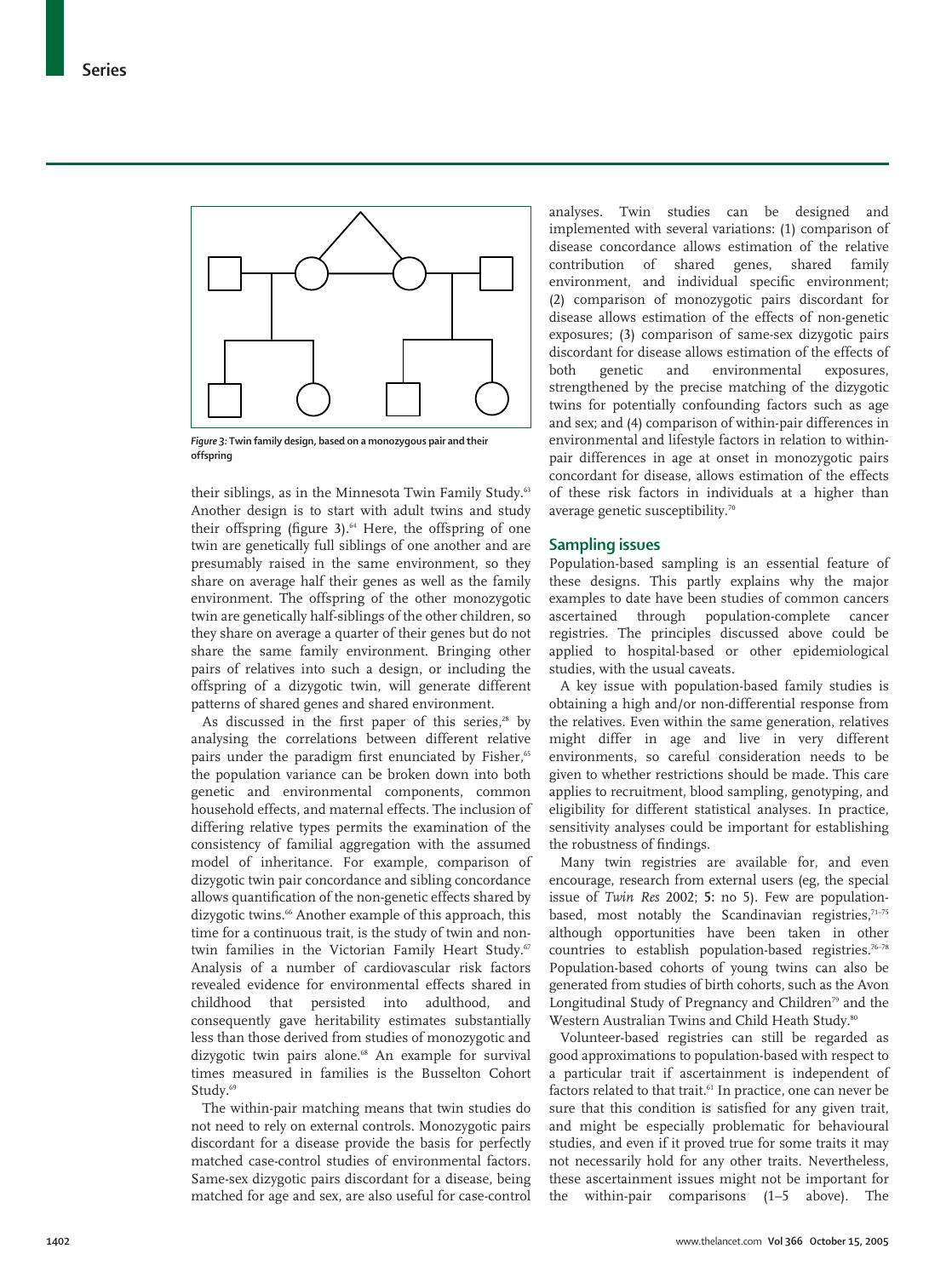*Figure 3:* **Twin family design, based on a monozygous pair and their offspring**

their siblings, as in the Minnesota Twin Family Study.[63] Another design is to start with adult twins and study their offspring (figure 3).[64] Here, the offspring of one twin are genetically full siblings of one another and are presumably raised in the same environment, so they share on average half their genes as well as the family environment. The offspring of the other monozygotic twin are genetically half-siblings of the other children, so they share on average a quarter of their genes but do not share the same family environment. Bringing other pairs of relatives into such a design, or including the offspring of a dizygotic twin, will generate different patterns of shared genes and shared environment.

As discussed in the first paper of this series,[28] by analysing the correlations between different relative pairs under the paradigm first enunciated by Fisher,[65] the population variance can be broken down into both genetic and environmental components, common household effects, and maternal effects. The inclusion of differing relative types permits the examination of the consistency of familial aggregation with the assumed model of inheritance. For example, comparison of dizygotic twin pair concordance and sibling concordance allows quantification of the non-genetic effects shared by dizygotic twins.[66] Another example of this approach, this time for a continuous trait, is the study of twin and non-twin families in the Victorian Family Heart Study.[67] Analysis of a number of cardiovascular risk factors revealed evidence for environmental effects shared in childhood that persisted into adulthood, and consequently gave heritability estimates substantially less than those derived from studies of monozygotic and dizygotic twin pairs alone.[68] An example for survival times measured in families is the Busselton Cohort Study.[69]

The within-pair matching means that twin studies do not need to rely on external controls. Monozygotic pairs discordant for a disease provide the basis for perfectly matched case-control studies of environmental factors. Same-sex dizygotic pairs discordant for a disease, being matched for age and sex, are also useful for case-control analyses. Twin studies can be designed and implemented with several variations: (1) comparison of disease concordance allows estimation of the relative contribution of shared genes, shared family environment, and individual specific environment; (2) comparison of monozygotic pairs discordant for disease allows estimation of the effects of non-genetic exposures; (3) comparison of same-sex dizygotic pairs discordant for disease allows estimation of the effects of both genetic and environmental exposures, strengthened by the precise matching of the dizygotic twins for potentially confounding factors such as age and sex; and (4) comparison of within-pair differences in environmental and lifestyle factors in relation to within-pair differences in age at onset in monozygotic pairs concordant for disease, allows estimation of the effects of these risk factors in individuals at a higher than average genetic susceptibility.[70]

## Sampling issues

Population-based sampling is an essential feature of these designs. This partly explains why the major examples to date have been studies of common cancers ascertained through population-complete cancer registries. The principles discussed above could be applied to hospital-based or other epidemiological studies, with the usual caveats.

A key issue with population-based family studies is obtaining a high and/or non-differential response from the relatives. Even within the same generation, relatives might differ in age and live in very different environments, so careful consideration needs to be given to whether restrictions should be made. This care applies to recruitment, blood sampling, genotyping, and eligibility for different statistical analyses. In practice, sensitivity analyses could be important for establishing the robustness of findings.

Many twin registries are available for, and even encourage, research from external users (eg, the special issue of *Twin Res* 2002; **5:** no 5). Few are population-based, most notably the Scandinavian registries,[71–75] although opportunities have been taken in other countries to establish population-based registries.[76–78] Population-based cohorts of young twins can also be generated from studies of birth cohorts, such as the Avon Longitudinal Study of Pregnancy and Children[79] and the Western Australian Twins and Child Heath Study.[80]

Volunteer-based registries can still be regarded as good approximations to population-based with respect to a particular trait if ascertainment is independent of factors related to that trait.[61] In practice, one can never be sure that this condition is satisfied for any given trait, and might be especially problematic for behavioural studies, and even if it proved true for some traits it may not necessarily hold for any other traits. Nevertheless, these ascertainment issues might not be important for the within-pair comparisons (1–5 above). The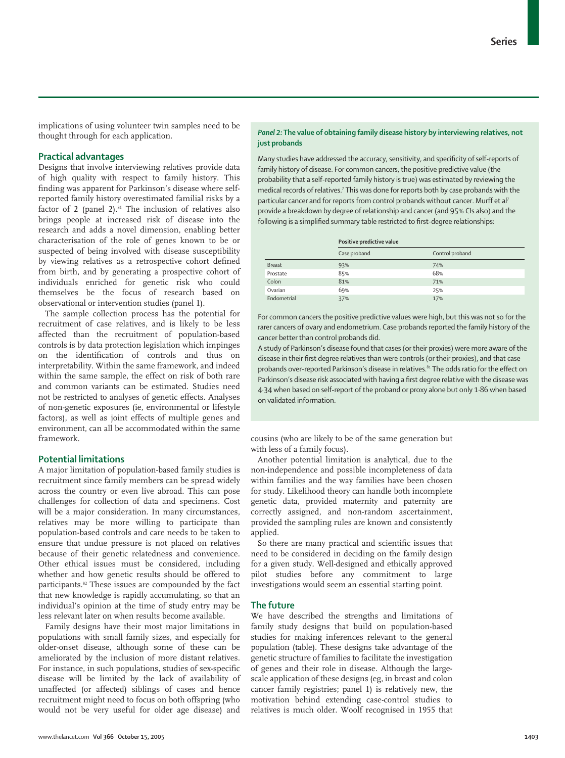implications of using volunteer twin samples need to be thought through for each application.

## Practical advantages

Designs that involve interviewing relatives provide data of high quality with respect to family history. This finding was apparent for Parkinson's disease where self-reported family history overestimated familial risks by a factor of 2 (panel 2).[81] The inclusion of relatives also brings people at increased risk of disease into the research and adds a novel dimension, enabling better characterisation of the role of genes known to be or suspected of being involved with disease susceptibility by viewing relatives as a retrospective cohort defined from birth, and by generating a prospective cohort of individuals enriched for genetic risk who could themselves be the focus of research based on observational or intervention studies (panel 1).

The sample collection process has the potential for recruitment of case relatives, and is likely to be less affected than the recruitment of population-based controls is by data protection legislation which impinges on the identification of controls and thus on interpretability. Within the same framework, and indeed within the same sample, the effect on risk of both rare and common variants can be estimated. Studies need not be restricted to analyses of genetic effects. Analyses of non-genetic exposures (ie, environmental or lifestyle factors), as well as joint effects of multiple genes and environment, can all be accommodated within the same framework.

## Potential limitations

A major limitation of population-based family studies is recruitment since family members can be spread widely across the country or even live abroad. This can pose challenges for collection of data and specimens. Cost will be a major consideration. In many circumstances, relatives may be more willing to participate than population-based controls and care needs to be taken to ensure that undue pressure is not placed on relatives because of their genetic relatedness and convenience. Other ethical issues must be considered, including whether and how genetic results should be offered to participants.[82] These issues are compounded by the fact that new knowledge is rapidly accumulating, so that an individual's opinion at the time of study entry may be less relevant later on when results become available.

Family designs have their most major limitations in populations with small family sizes, and especially for older-onset disease, although some of these can be ameliorated by the inclusion of more distant relatives. For instance, in such populations, studies of sex-specific disease will be limited by the lack of availability of unaffected (or affected) siblings of cases and hence recruitment might need to focus on both offspring (who would not be very useful for older age disease) and cousins (who are likely to be of the same generation but with less of a family focus).

Another potential limitation is analytical, due to the non-independence and possible incompleteness of data within families and the way families have been chosen for study. Likelihood theory can handle both incomplete genetic data, provided maternity and paternity are correctly assigned, and non-random ascertainment, provided the sampling rules are known and consistently applied.

So there are many practical and scientific issues that need to be considered in deciding on the family design for a given study. Well-designed and ethically approved pilot studies before any commitment to large investigations would seem an essential starting point.

### *Panel 2:* The value of obtaining family disease history by interviewing relatives, not just probands

Many studies have addressed the accuracy, sensitivity, and specificity of self-reports of family history of disease. For common cancers, the positive predictive value (the probability that a self-reported family history is true) was estimated by reviewing the medical records of relatives.[7] This was done for reports both by case probands with the particular cancer and for reports from control probands without cancer. Murff et al[7] provide a breakdown by degree of relationship and cancer (and 95% CIs also) and the following is a simplified summary table restricted to first-degree relationships:

| | Positive predictive value | |
|---|---|---|
| | Case proband | Control proband |
| Breast | 93% | 74% |
| Prostate | 85% | 68% |
| Colon | 81% | 71% |
| Ovarian | 69% | 25% |
| Endometrial | 37% | 17% |

For common cancers the positive predictive values were high, but this was not so for the rarer cancers of ovary and endometrium. Case probands reported the family history of the cancer better than control probands did.

A study of Parkinson's disease found that cases (or their proxies) were more aware of the disease in their first degree relatives than were controls (or their proxies), and that case probands over-reported Parkinson's disease in relatives.[81] The odds ratio for the effect on Parkinson's disease risk associated with having a first degree relative with the disease was 4·34 when based on self-report of the proband or proxy alone but only 1·86 when based on validated information.

## The future

We have described the strengths and limitations of family study designs that build on population-based studies for making inferences relevant to the general population (table). These designs take advantage of the genetic structure of families to facilitate the investigation of genes and their role in disease. Although the large-scale application of these designs (eg, in breast and colon cancer family registries; panel 1) is relatively new, the motivation behind extending case-control studies to relatives is much older. Woolf recognised in 1955 that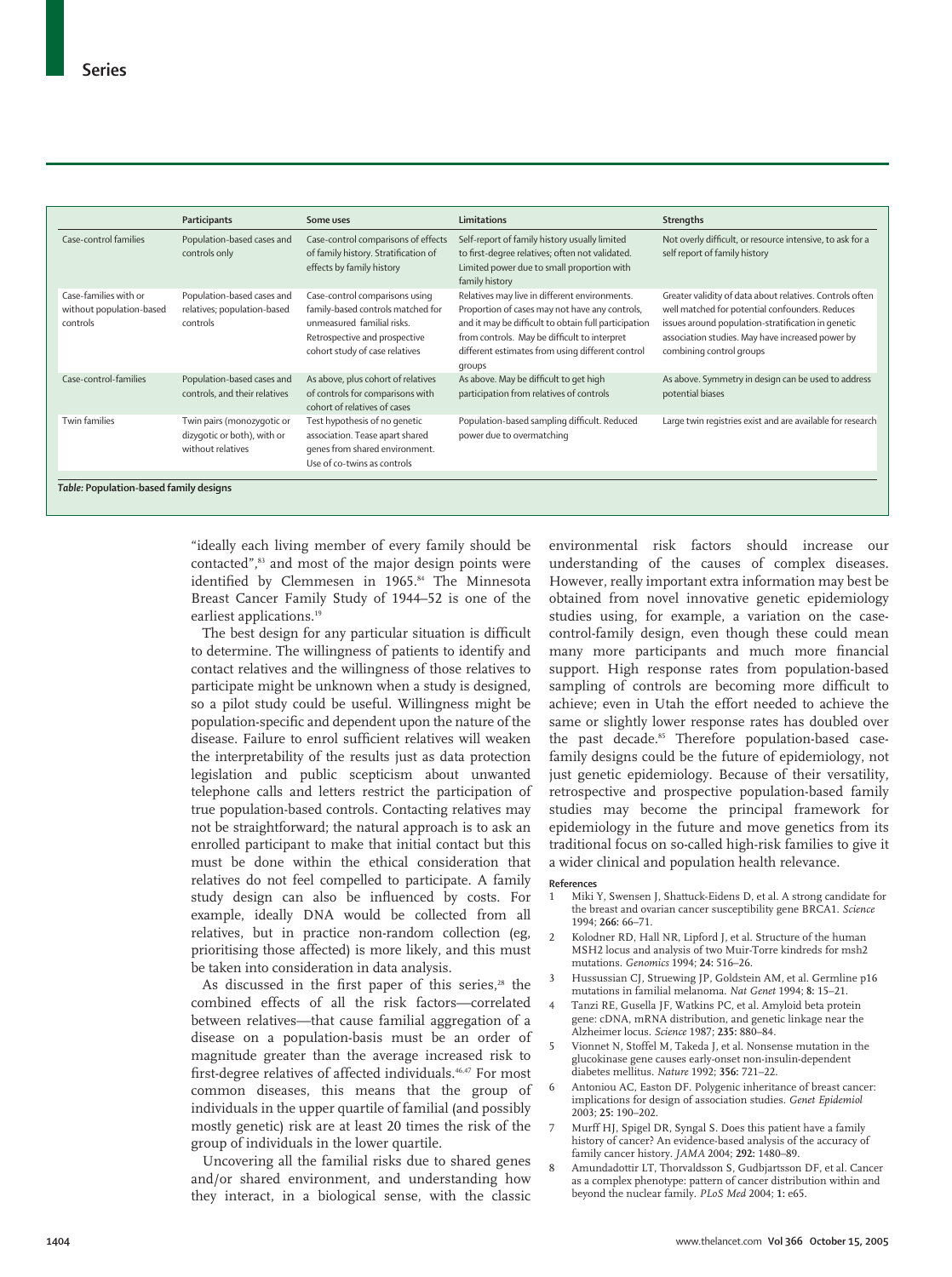| | Participants | Some uses | Limitations | Strengths |
|---|---|---|---|---|
| Case-control families | Population-based cases and controls only | Case-control comparisons of effects of family history. Stratification of effects by family history | Self-report of family history usually limited to first-degree relatives; often not validated. Limited power due to small proportion with family history | Not overly difficult, or resource intensive, to ask for a self report of family history |
| Case-families with or without population-based controls | Population-based cases and relatives; population-based controls | Case-control comparisons using family-based controls matched for unmeasured familial risks. Retrospective and prospective cohort study of case relatives | Relatives may live in different environments. Proportion of cases may not have any controls, and it may be difficult to obtain full participation from controls. May be difficult to interpret different estimates from using different control groups | Greater validity of data about relatives. Controls often well matched for potential confounders. Reduces issues around population-stratification in genetic association studies. May have increased power by combining control groups |
| Case-control-families | Population-based cases and controls, and their relatives | As above, plus cohort of relatives of controls for comparisons with cohort of relatives of cases | As above. May be difficult to get high participation from relatives of controls | As above. Symmetry in design can be used to address potential biases |
| Twin families | Twin pairs (monozygotic or dizygotic or both), with or without relatives | Test hypothesis of no genetic association. Tease apart shared genes from shared environment. Use of co-twins as controls | Population-based sampling difficult. Reduced power due to overmatching | Large twin registries exist and are available for research |

*Table:* **Population-based family designs**

"ideally each living member of every family should be contacted",[83] and most of the major design points were identified by Clemmesen in 1965.[84] The Minnesota Breast Cancer Family Study of 1944–52 is one of the earliest applications.[19]

The best design for any particular situation is difficult to determine. The willingness of patients to identify and contact relatives and the willingness of those relatives to participate might be unknown when a study is designed, so a pilot study could be useful. Willingness might be population-specific and dependent upon the nature of the disease. Failure to enrol sufficient relatives will weaken the interpretability of the results just as data protection legislation and public scepticism about unwanted telephone calls and letters restrict the participation of true population-based controls. Contacting relatives may not be straightforward; the natural approach is to ask an enrolled participant to make that initial contact but this must be done within the ethical consideration that relatives do not feel compelled to participate. A family study design can also be influenced by costs. For example, ideally DNA would be collected from all relatives, but in practice non-random collection (eg, prioritising those affected) is more likely, and this must be taken into consideration in data analysis.

As discussed in the first paper of this series,[28] the combined effects of all the risk factors—correlated between relatives—that cause familial aggregation of a disease on a population-basis must be an order of magnitude greater than the average increased risk to first-degree relatives of affected individuals.[46,47] For most common diseases, this means that the group of individuals in the upper quartile of familial (and possibly mostly genetic) risk are at least 20 times the risk of the group of individuals in the lower quartile.

Uncovering all the familial risks due to shared genes and/or shared environment, and understanding how they interact, in a biological sense, with the classic environmental risk factors should increase our understanding of the causes of complex diseases. However, really important extra information may best be obtained from novel innovative genetic epidemiology studies using, for example, a variation on the case-control-family design, even though these could mean many more participants and much more financial support. High response rates from population-based sampling of controls are becoming more difficult to achieve; even in Utah the effort needed to achieve the same or slightly lower response rates has doubled over the past decade.[85] Therefore population-based case-family designs could be the future of epidemiology, not just genetic epidemiology. Because of their versatility, retrospective and prospective population-based family studies may become the principal framework for epidemiology in the future and move genetics from its traditional focus on so-called high-risk families to give it a wider clinical and population health relevance.

**References**

1. Miki Y, Swensen J, Shattuck-Eidens D, et al. A strong candidate for the breast and ovarian cancer susceptibility gene BRCA1. *Science* 1994; **266:** 66–71.
2. Kolodner RD, Hall NR, Lipford J, et al. Structure of the human MSH2 locus and analysis of two Muir-Torre kindreds for msh2 mutations. *Genomics* 1994; **24:** 516–26.
3. Hussussian CJ, Struewing JP, Goldstein AM, et al. Germline p16 mutations in familial melanoma. *Nat Genet* 1994; **8:** 15–21.
4. Tanzi RE, Gusella JF, Watkins PC, et al. Amyloid beta protein gene: cDNA, mRNA distribution, and genetic linkage near the Alzheimer locus. *Science* 1987; **235:** 880–84.
5. Vionnet N, Stoffel M, Takeda J, et al. Nonsense mutation in the glucokinase gene causes early-onset non-insulin-dependent diabetes mellitus. *Nature* 1992; **356:** 721–22.
6. Antoniou AC, Easton DF. Polygenic inheritance of breast cancer: implications for design of association studies. *Genet Epidemiol* 2003; **25:** 190–202.
7. Murff HJ, Spigel DR, Syngal S. Does this patient have a family history of cancer? An evidence-based analysis of the accuracy of family cancer history. *JAMA* 2004; **292:** 1480–89.
8. Amundadottir LT, Thorvaldsson S, Gudbjartsson DF, et al. Cancer as a complex phenotype: pattern of cancer distribution within and beyond the nuclear family. *PLoS Med* 2004; **1:** e65.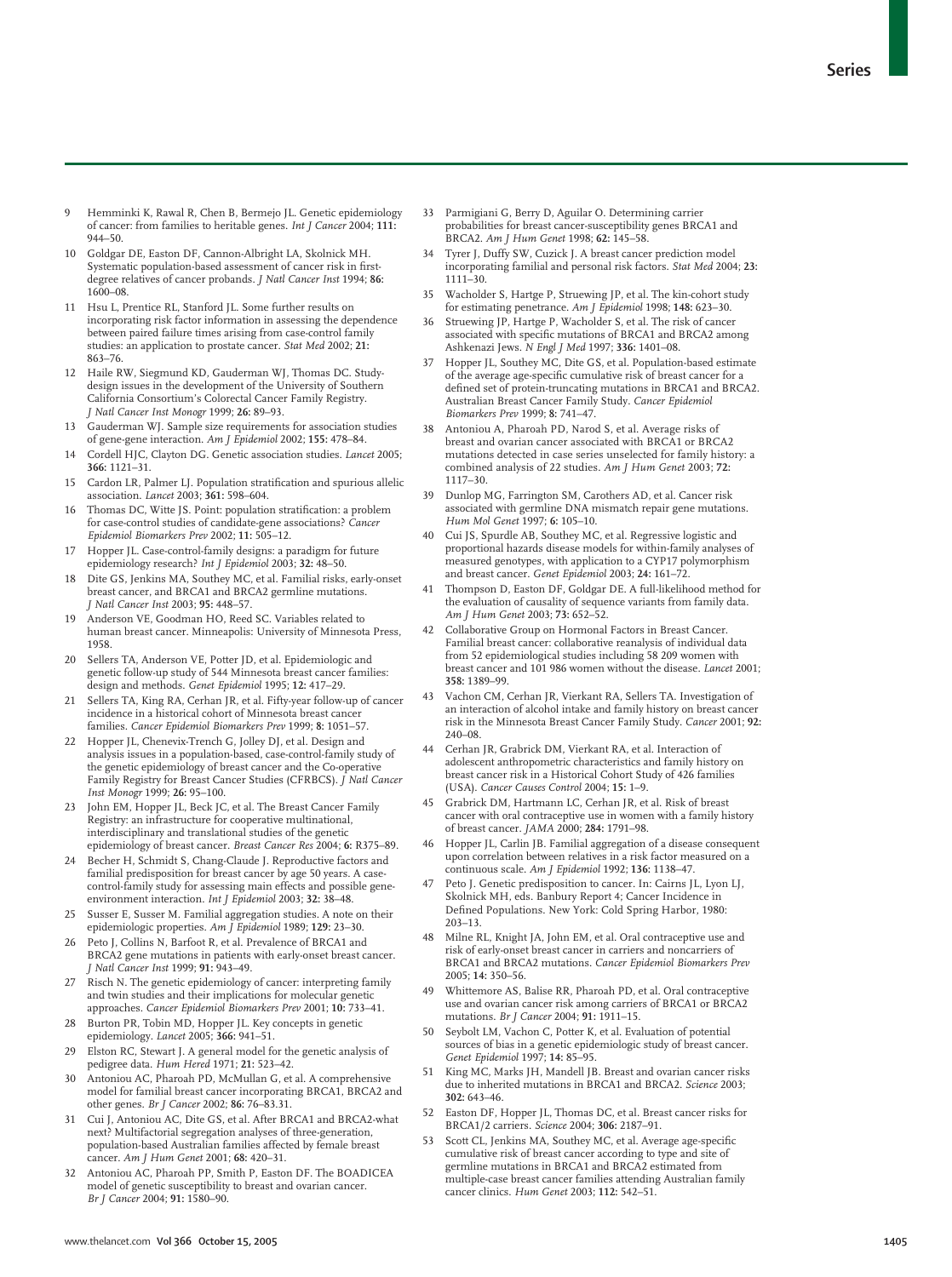9 Hemminki K, Rawal R, Chen B, Bermejo JL. Genetic epidemiology of cancer: from families to heritable genes. *Int J Cancer* 2004; **111:** 944–50.

10 Goldgar DE, Easton DF, Cannon-Albright LA, Skolnick MH. Systematic population-based assessment of cancer risk in first-degree relatives of cancer probands. *J Natl Cancer Inst* 1994; **86:** 1600–08.

11 Hsu L, Prentice RL, Stanford JL. Some further results on incorporating risk factor information in assessing the dependence between paired failure times arising from case-control family studies: an application to prostate cancer. *Stat Med* 2002; **21:** 863–76.

12 Haile RW, Siegmund KD, Gauderman WJ, Thomas DC. Study-design issues in the development of the University of Southern California Consortium's Colorectal Cancer Family Registry. *J Natl Cancer Inst Monogr* 1999; **26:** 89–93.

13 Gauderman WJ. Sample size requirements for association studies of gene-gene interaction. *Am J Epidemiol* 2002; **155:** 478–84.

14 Cordell HJC, Clayton DG. Genetic association studies. *Lancet* 2005; **366:** 1121–31.

15 Cardon LR, Palmer LJ. Population stratification and spurious allelic association. *Lancet* 2003; **361:** 598–604.

16 Thomas DC, Witte JS. Point: population stratification: a problem for case-control studies of candidate-gene associations? *Cancer Epidemiol Biomarkers Prev* 2002; **11:** 505–12.

17 Hopper JL. Case-control-family designs: a paradigm for future epidemiology research? *Int J Epidemiol* 2003; **32:** 48–50.

18 Dite GS, Jenkins MA, Southey MC, et al. Familial risks, early-onset breast cancer, and BRCA1 and BRCA2 germline mutations. *J Natl Cancer Inst* 2003; **95:** 448–57.

19 Anderson VE, Goodman HO, Reed SC. Variables related to human breast cancer. Minneapolis: University of Minnesota Press, 1958.

20 Sellers TA, Anderson VE, Potter JD, et al. Epidemiologic and genetic follow-up study of 544 Minnesota breast cancer families: design and methods. *Genet Epidemiol* 1995; **12:** 417–29.

21 Sellers TA, King RA, Cerhan JR, et al. Fifty-year follow-up of cancer incidence in a historical cohort of Minnesota breast cancer families. *Cancer Epidemiol Biomarkers Prev* 1999; **8:** 1051–57.

22 Hopper JL, Chenevix-Trench G, Jolley DJ, et al. Design and analysis issues in a population-based, case-control-family study of the genetic epidemiology of breast cancer and the Co-operative Family Registry for Breast Cancer Studies (CFRBCS). *J Natl Cancer Inst Monogr* 1999; **26:** 95–100.

23 John EM, Hopper JL, Beck JC, et al. The Breast Cancer Family Registry: an infrastructure for cooperative multinational, interdisciplinary and translational studies of the genetic epidemiology of breast cancer. *Breast Cancer Res* 2004; **6:** R375–89.

24 Becher H, Schmidt S, Chang-Claude J. Reproductive factors and familial predisposition for breast cancer by age 50 years. A case-control-family study for assessing main effects and possible gene-environment interaction. *Int J Epidemiol* 2003; **32:** 38–48.

25 Susser E, Susser M. Familial aggregation studies. A note on their epidemiologic properties. *Am J Epidemiol* 1989; **129:** 23–30.

26 Peto J, Collins N, Barfoot R, et al. Prevalence of BRCA1 and BRCA2 gene mutations in patients with early-onset breast cancer. *J Natl Cancer Inst* 1999; **91:** 943–49.

27 Risch N. The genetic epidemiology of cancer: interpreting family and twin studies and their implications for molecular genetic approaches. *Cancer Epidemiol Biomarkers Prev* 2001; **10:** 733–41.

28 Burton PR, Tobin MD, Hopper JL. Key concepts in genetic epidemiology. *Lancet* 2005; **366:** 941–51.

29 Elston RC, Stewart J. A general model for the genetic analysis of pedigree data. *Hum Hered* 1971; **21:** 523–42.

30 Antoniou AC, Pharoah PD, McMullan G, et al. A comprehensive model for familial breast cancer incorporating BRCA1, BRCA2 and other genes. *Br J Cancer* 2002; **86:** 76–83.31.

31 Cui J, Antoniou AC, Dite GS, et al. After BRCA1 and BRCA2-what next? Multifactorial segregation analyses of three-generation, population-based Australian families affected by female breast cancer. *Am J Hum Genet* 2001; **68:** 420–31.

32 Antoniou AC, Pharoah PP, Smith P, Easton DF. The BOADICEA model of genetic susceptibility to breast and ovarian cancer. *Br J Cancer* 2004; **91:** 1580–90.

33 Parmigiani G, Berry D, Aguilar O. Determining carrier probabilities for breast cancer-susceptibility genes BRCA1 and BRCA2. *Am J Hum Genet* 1998; **62:** 145–58.

34 Tyrer J, Duffy SW, Cuzick J. A breast cancer prediction model incorporating familial and personal risk factors. *Stat Med* 2004; **23:** 1111–30.

35 Wacholder S, Hartge P, Struewing JP, et al. The kin-cohort study for estimating penetrance. *Am J Epidemiol* 1998; **148:** 623–30.

36 Struewing JP, Hartge P, Wacholder S, et al. The risk of cancer associated with specific mutations of BRCA1 and BRCA2 among Ashkenazi Jews. *N Engl J Med* 1997; **336:** 1401–08.

37 Hopper JL, Southey MC, Dite GS, et al. Population-based estimate of the average age-specific cumulative risk of breast cancer for a defined set of protein-truncating mutations in BRCA1 and BRCA2. Australian Breast Cancer Family Study. *Cancer Epidemiol Biomarkers Prev* 1999; **8:** 741–47.

38 Antoniou A, Pharoah PD, Narod S, et al. Average risks of breast and ovarian cancer associated with BRCA1 or BRCA2 mutations detected in case series unselected for family history: a combined analysis of 22 studies. *Am J Hum Genet* 2003; **72:** 1117–30.

39 Dunlop MG, Farrington SM, Carothers AD, et al. Cancer risk associated with germline DNA mismatch repair gene mutations. *Hum Mol Genet* 1997; **6:** 105–10.

40 Cui JS, Spurdle AB, Southey MC, et al. Regressive logistic and proportional hazards disease models for within-family analyses of measured genotypes, with application to a CYP17 polymorphism and breast cancer. *Genet Epidemiol* 2003; **24:** 161–72.

41 Thompson D, Easton DF, Goldgar DE. A full-likelihood method for the evaluation of causality of sequence variants from family data. *Am J Hum Genet* 2003; **73:** 652–52.

42 Collaborative Group on Hormonal Factors in Breast Cancer. Familial breast cancer: collaborative reanalysis of individual data from 52 epidemiological studies including 58 209 women with breast cancer and 101 986 women without the disease. *Lancet* 2001; **358:** 1389–99.

43 Vachon CM, Cerhan JR, Vierkant RA, Sellers TA. Investigation of an interaction of alcohol intake and family history on breast cancer risk in the Minnesota Breast Cancer Family Study. *Cancer* 2001; **92:** 240–08.

44 Cerhan JR, Grabrick DM, Vierkant RA, et al. Interaction of adolescent anthropometric characteristics and family history on breast cancer risk in a Historical Cohort Study of 426 families (USA). *Cancer Causes Control* 2004; **15:** 1–9.

45 Grabrick DM, Hartmann LC, Cerhan JR, et al. Risk of breast cancer with oral contraceptive use in women with a family history of breast cancer. *JAMA* 2000; **284:** 1791–98.

46 Hopper JL, Carlin JB. Familial aggregation of a disease consequent upon correlation between relatives in a risk factor measured on a continuous scale. *Am J Epidemiol* 1992; **136:** 1138–47.

47 Peto J. Genetic predisposition to cancer. In: Cairns JL, Lyon LJ, Skolnick MH, eds. Banbury Report 4; Cancer Incidence in Defined Populations. New York: Cold Spring Harbor, 1980: 203–13.

48 Milne RL, Knight JA, John EM, et al. Oral contraceptive use and risk of early-onset breast cancer in carriers and noncarriers of BRCA1 and BRCA2 mutations. *Cancer Epidemiol Biomarkers Prev* 2005; **14:** 350–56.

49 Whittemore AS, Balise RR, Pharoah PD, et al. Oral contraceptive use and ovarian cancer risk among carriers of BRCA1 or BRCA2 mutations. *Br J Cancer* 2004; **91:** 1911–15.

50 Seybolt LM, Vachon C, Potter K, et al. Evaluation of potential sources of bias in a genetic epidemiologic study of breast cancer. *Genet Epidemiol* 1997; **14:** 85–95.

51 King MC, Marks JH, Mandell JB. Breast and ovarian cancer risks due to inherited mutations in BRCA1 and BRCA2. *Science* 2003; **302:** 643–46.

52 Easton DF, Hopper JL, Thomas DC, et al. Breast cancer risks for BRCA1/2 carriers. *Science* 2004; **306:** 2187–91.

53 Scott CL, Jenkins MA, Southey MC, et al. Average age-specific cumulative risk of breast cancer according to type and site of germline mutations in BRCA1 and BRCA2 estimated from multiple-case breast cancer families attending Australian family cancer clinics. *Hum Genet* 2003; **112:** 542–51.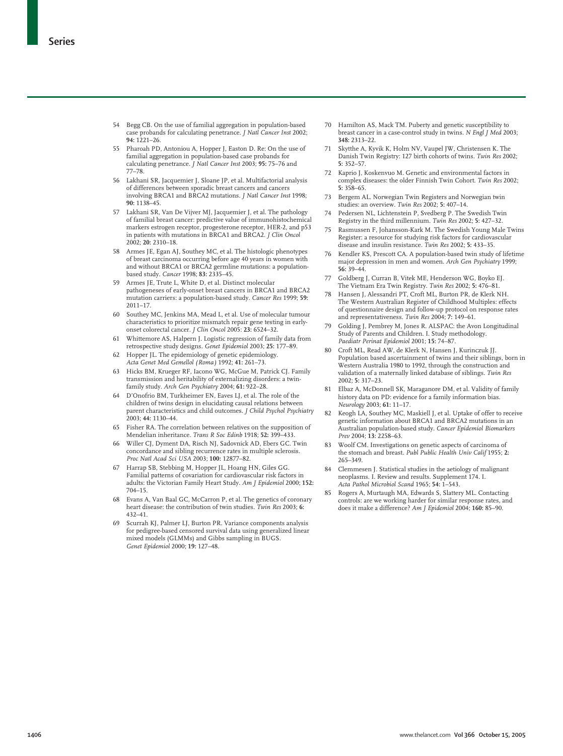54 Begg CB. On the use of familial aggregation in population-based case probands for calculating penetrance. *J Natl Cancer Inst* 2002; **94:** 1221–26.

55 Pharoah PD, Antoniou A, Hopper J, Easton D. Re: On the use of familial aggregation in population-based case probands for calculating penetrance. *J Natl Cancer Inst* 2003; **95:** 75–76 and 77–78.

56 Lakhani SR, Jacquemier J, Sloane JP, et al. Multifactorial analysis of differences between sporadic breast cancers and cancers involving BRCA1 and BRCA2 mutations. *J Natl Cancer Inst* 1998; **90:** 1138–45.

57 Lakhani SR, Van De Vijver MJ, Jacquemier J, et al. The pathology of familial breast cancer: predictive value of immunohistochemical markers estrogen receptor, progesterone receptor, HER-2, and p53 in patients with mutations in BRCA1 and BRCA2. *J Clin Oncol* 2002; **20:** 2310–18.

58 Armes JE, Egan AJ, Southey MC, et al. The histologic phenotypes of breast carcinoma occurring before age 40 years in women with and without BRCA1 or BRCA2 germline mutations: a population-based study. *Cancer* 1998; **83:** 2335–45.

59 Armes JE, Trute L, White D, et al. Distinct molecular pathogeneses of early-onset breast cancers in BRCA1 and BRCA2 mutation carriers: a population-based study. *Cancer Res* 1999; **59:** 2011–17.

60 Southey MC, Jenkins MA, Mead L, et al. Use of molecular tumour characteristics to prioritize mismatch repair gene testing in early-onset colorectal cancer. *J Clin Oncol* 2005: **23:** 6524–32.

61 Whittemore AS, Halpern J. Logistic regression of family data from retrospective study designs. *Genet Epidemiol* 2003; **25:** 177–89.

62 Hopper JL. The epidemiology of genetic epidemiology. *Acta Genet Med Gemellol (Roma)* 1992; **41:** 261–73.

63 Hicks BM, Krueger RF, Iacono WG, McGue M, Patrick CJ. Family transmission and heritability of externalizing disorders: a twin-family study. *Arch Gen Psychiatry* 2004; **61:** 922–28.

64 D'Onofrio BM, Turkheimer EN, Eaves LJ, et al. The role of the children of twins design in elucidating causal relations between parent characteristics and child outcomes. *J Child Psychol Psychiatry* 2003; **44:** 1130–44.

65 Fisher RA. The correlation between relatives on the supposition of Mendelian inheritance. *Trans R Soc Edinb* 1918; **52:** 399–433.

66 Willer CJ, Dyment DA, Risch NJ, Sadovnick AD, Ebers GC. Twin concordance and sibling recurrence rates in multiple sclerosis. *Proc Natl Acad Sci USA* 2003; **100:** 12877–82.

67 Harrap SB, Stebbing M, Hopper JL, Hoang HN, Giles GG. Familial patterns of covariation for cardiovascular risk factors in adults: the Victorian Family Heart Study. *Am J Epidemiol* 2000; **152:** 704–15.

68 Evans A, Van Baal GC, McCarron P, et al. The genetics of coronary heart disease: the contribution of twin studies. *Twin Res* 2003; **6:** 432–41.

69 Scurrah KJ, Palmer LJ, Burton PR. Variance components analysis for pedigree-based censored survival data using generalized linear mixed models (GLMMs) and Gibbs sampling in BUGS. *Genet Epidemiol* 2000; **19:** 127–48.

70 Hamilton AS, Mack TM. Puberty and genetic susceptibility to breast cancer in a case-control study in twins. *N Engl J Med* 2003; **348:** 2313–22.

71 Skytthe A, Kyvik K, Holm NV, Vaupel JW, Christensen K. The Danish Twin Registry: 127 birth cohorts of twins. *Twin Res* 2002; **5:** 352–57.

72 Kaprio J, Koskenvuo M. Genetic and environmental factors in complex diseases: the older Finnish Twin Cohort. *Twin Res* 2002; **5:** 358–65.

73 Bergem AL. Norwegian Twin Registers and Norwegian twin studies: an overview. *Twin Res* 2002; **5:** 407–14.

74 Pedersen NL, Lichtenstein P, Svedberg P. The Swedish Twin Registry in the third millennium. *Twin Res* 2002; **5:** 427–32.

75 Rasmussen F, Johansson-Kark M. The Swedish Young Male Twins Register: a resource for studying risk factors for cardiovascular disease and insulin resistance. *Twin Res* 2002; **5:** 433–35.

76 Kendler KS, Prescott CA. A population-based twin study of lifetime major depression in men and women. *Arch Gen Psychiatry* 1999; **56:** 39–44.

77 Goldberg J, Curran B, Vitek ME, Henderson WG, Boyko EJ. The Vietnam Era Twin Registry. *Twin Res* 2002; **5:** 476–81.

78 Hansen J, Alessandri PT, Croft ML, Burton PR, de Klerk NH. The Western Australian Register of Childhood Multiples: effects of questionnaire design and follow-up protocol on response rates and representativeness. *Twin Res* 2004; **7:** 149–61.

79 Golding J, Pembrey M, Jones R. ALSPAC: the Avon Longitudinal Study of Parents and Children. I. Study methodology. *Paediatr Perinat Epidemiol* 2001; **15:** 74–87.

80 Croft ML, Read AW, de Klerk N, Hansen J, Kurinczuk JJ. Population based ascertainment of twins and their siblings, born in Western Australia 1980 to 1992, through the construction and validation of a maternally linked database of siblings. *Twin Res* 2002; **5:** 317–23.

81 Elbaz A, McDonnell SK, Maraganore DM, et al. Validity of family history data on PD: evidence for a family information bias. *Neurology* 2003; **61:** 11–17.

82 Keogh LA, Southey MC, Maskiell J, et al. Uptake of offer to receive genetic information about BRCA1 and BRCA2 mutations in an Australian population-based study. *Cancer Epidemiol Biomarkers Prev* 2004; **13:** 2258–63.

83 Woolf CM. Investigations on genetic aspects of carcinoma of the stomach and breast. *Publ Public Health Univ Calif* 1955; **2:** 265–349.

84 Clemmesen J. Statistical studies in the aetiology of malignant neoplasms. I. Review and results. Supplement 174. I. *Acta Pathol Microbiol Scand* 1965; **54:** 1–543.

85 Rogers A, Murtaugh MA, Edwards S, Slattery ML. Contacting controls: are we working harder for similar response rates, and does it make a difference? *Am J Epidemiol* 2004; **160:** 85–90.